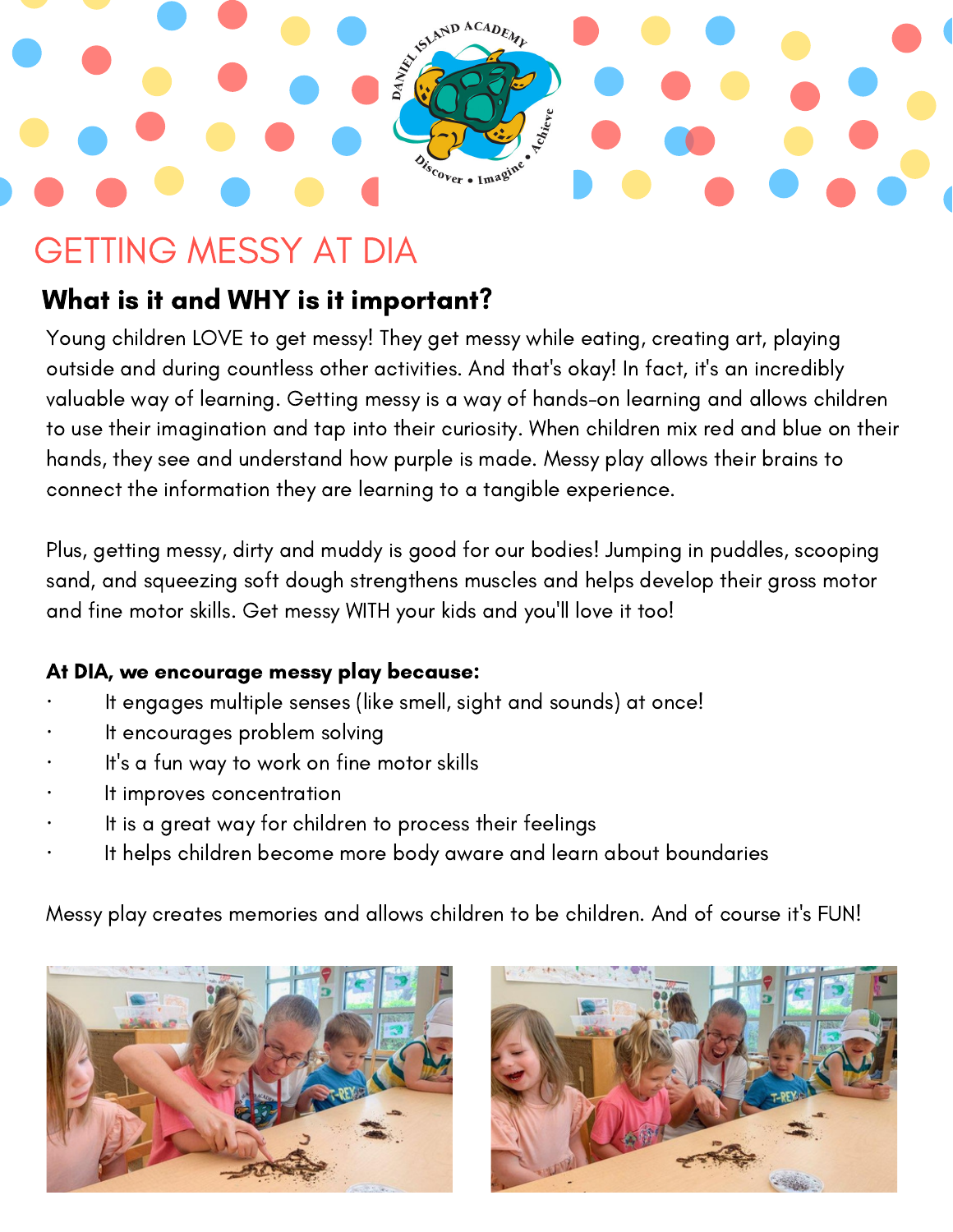# GETTING MESSY AT DIA

## What is it and WHY is it important?

Young children LOVE to get messy! They get messy while eating, creating art, playing outside and during countless other activities. And that's okay! In fact, it's an incredibly valuable way of learning. Getting messy is a way of hands-on learning and allows children to use their imagination and tap into their curiosity. When children mix red and blue on their hands, they see and understand how purple is made. Messy play allows their brains to connect the information they are learning to a tangible experience.

Plus, getting messy, dirty and muddy is good for our bodies! Jumping in puddles, scooping sand, and squeezing soft dough strengthens muscles and helps develop their gross motor and fine motor skills. Get messy WITH your kids and you'll love it too!

**At DIA, we encourage messy play because:**

- It engages multiple senses (like smell, sight and sounds) at once!
- It encourages problem solving
- It's a fun way to work on fine motor skills
- It improves concentration
- It is a great way for children to process their feelings
- It helps children become more body aware and learn about boundaries

Messy play creates memories and allows children to be children. And of course it's FUN!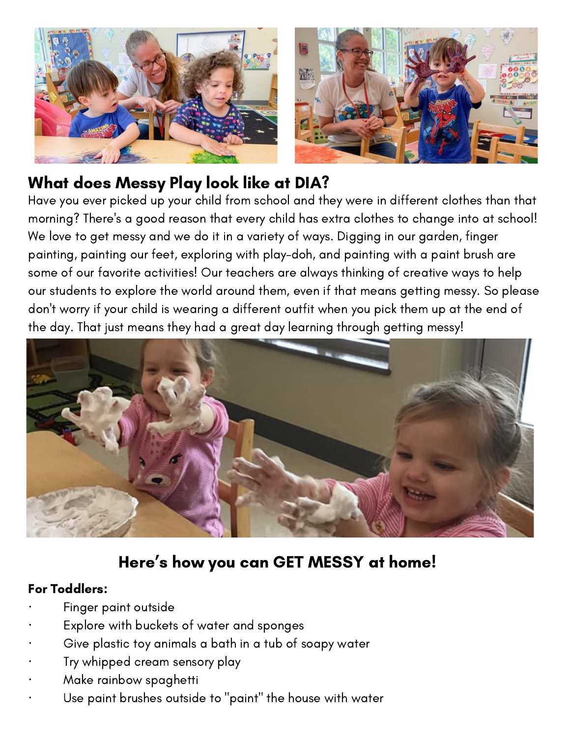## What does Messy Play look like at DIA?

Have you ever picked up your child from school and they were in different clothes than that morning? There's a good reason that every child has extra clothes to change into at school! We love to get messy and we do it in a variety of ways. Digging in our garden, finger painting, painting our feet, exploring with play-doh, and painting with a paint brush are some of our favorite activities! Our teachers are always thinking of creative ways to help our students to explore the world around them, even if that means getting messy. So please don't worry if your child is wearing a different outfit when you pick them up at the end of the day. That just means they had a great day learning through getting messy!

## Here's how you can GET MESSY at home!

**For Toddlers:**

- Finger paint outside
- Explore with buckets of water and sponges
- Give plastic toy animals a bath in a tub of soapy water
- Try whipped cream sensory play
- Make rainbow spaghetti
- Use paint brushes outside to "paint" the house with water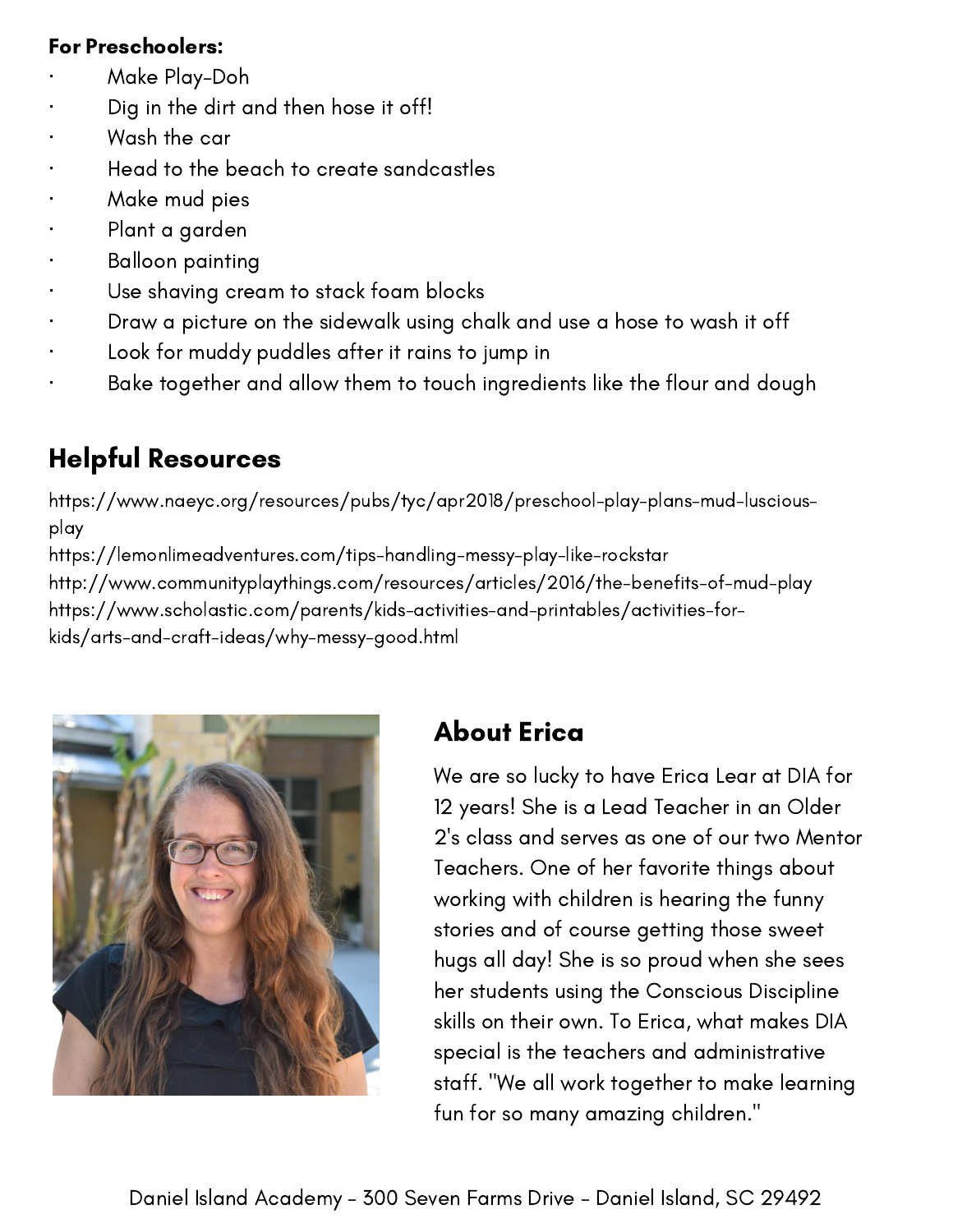**For Preschoolers:**

- Make Play-Doh
- Dig in the dirt and then hose it off!
- Wash the car
- Head to the beach to create sandcastles
- Make mud pies
- Plant a garden
- Balloon painting
- Use shaving cream to stack foam blocks
- Draw a picture on the sidewalk using chalk and use a hose to wash it off
- Look for muddy puddles after it rains to jump in
- Bake together and allow them to touch ingredients like the flour and dough

## Helpful Resources

https://www.naeyc.org/resources/pubs/tyc/apr2018/preschool-play-plans-mud-luscious-play
https://lemonlimeadventures.com/tips-handling-messy-play-like-rockstar
http://www.communityplaythings.com/resources/articles/2016/the-benefits-of-mud-play
https://www.scholastic.com/parents/kids-activities-and-printables/activities-for-kids/arts-and-craft-ideas/why-messy-good.html

## About Erica

We are so lucky to have Erica Lear at DIA for 12 years! She is a Lead Teacher in an Older 2's class and serves as one of our two Mentor Teachers. One of her favorite things about working with children is hearing the funny stories and of course getting those sweet hugs all day! She is so proud when she sees her students using the Conscious Discipline skills on their own. To Erica, what makes DIA special is the teachers and administrative staff. "We all work together to make learning fun for so many amazing children."

Daniel Island Academy - 300 Seven Farms Drive - Daniel Island, SC 29492